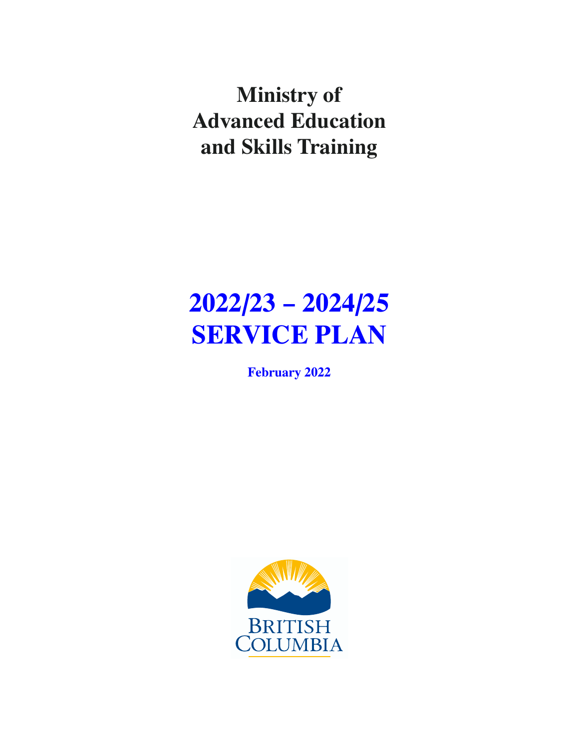# Ministry of Advanced Education and Skills Training

# 2022/23 – 2024/25 SERVICE PLAN

**February 2022**

BRITISH COLUMBIA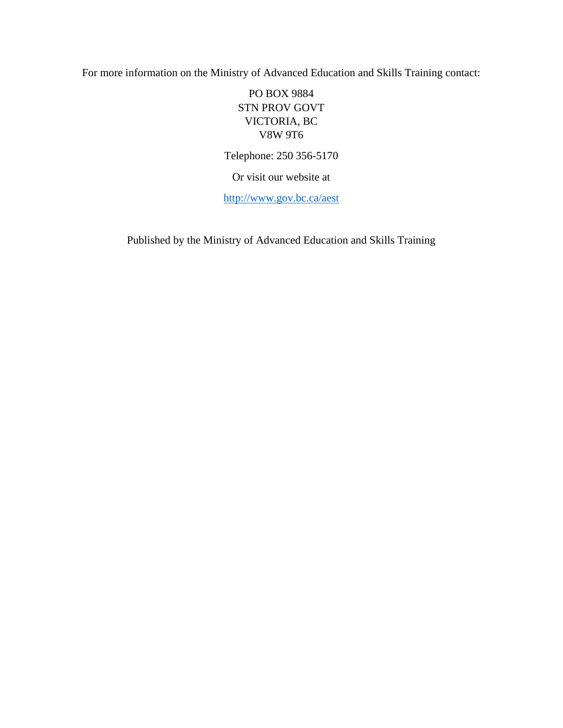For more information on the Ministry of Advanced Education and Skills Training contact:

PO BOX 9884  
STN PROV GOVT  
VICTORIA, BC  
V8W 9T6

Telephone: 250 356-5170

Or visit our website at

http://www.gov.bc.ca/aest

Published by the Ministry of Advanced Education and Skills Training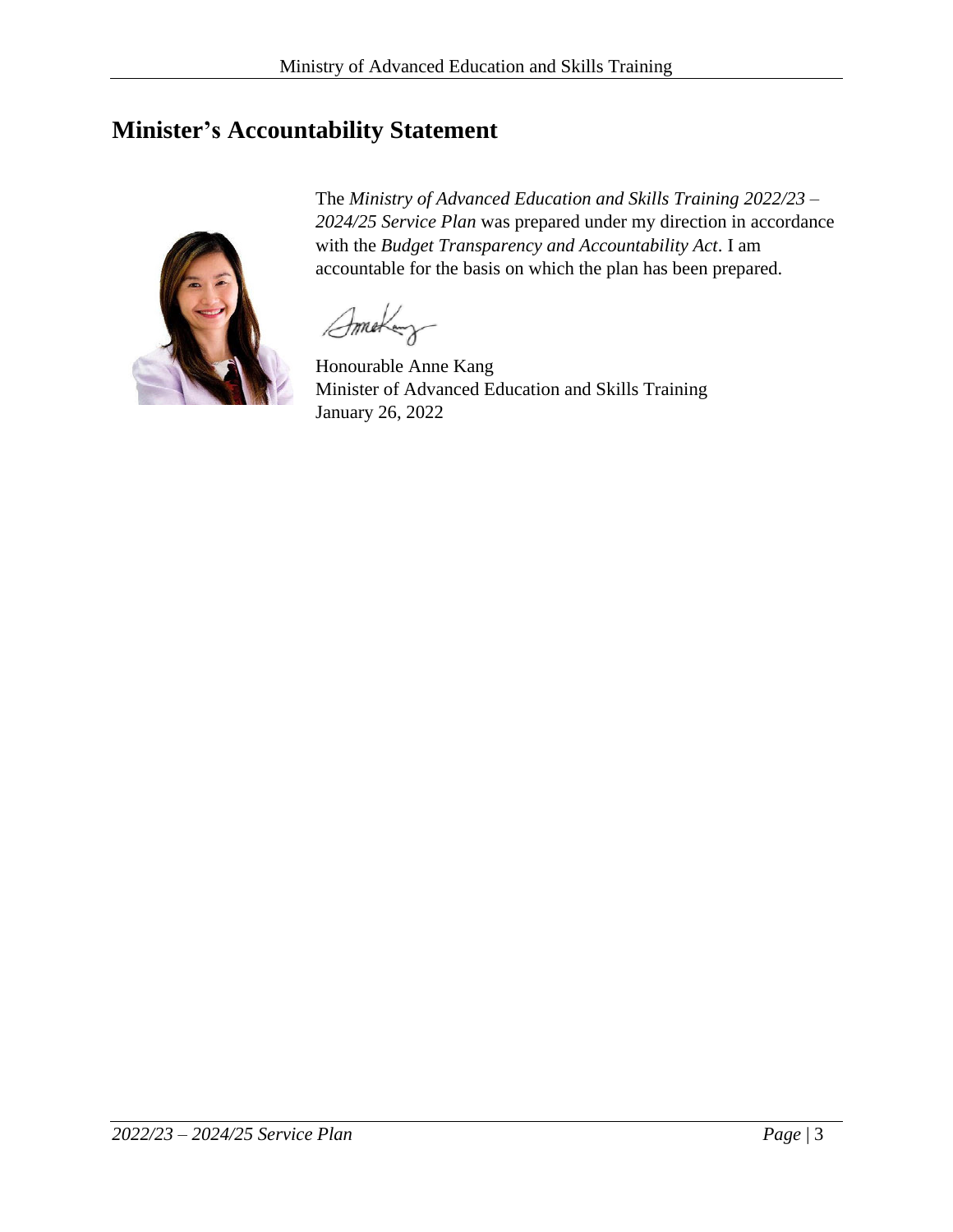# Minister's Accountability Statement

The *Ministry of Advanced Education and Skills Training 2022/23 – 2024/25 Service Plan* was prepared under my direction in accordance with the *Budget Transparency and Accountability Act*. I am accountable for the basis on which the plan has been prepared.

Honourable Anne Kang
Minister of Advanced Education and Skills Training
January 26, 2022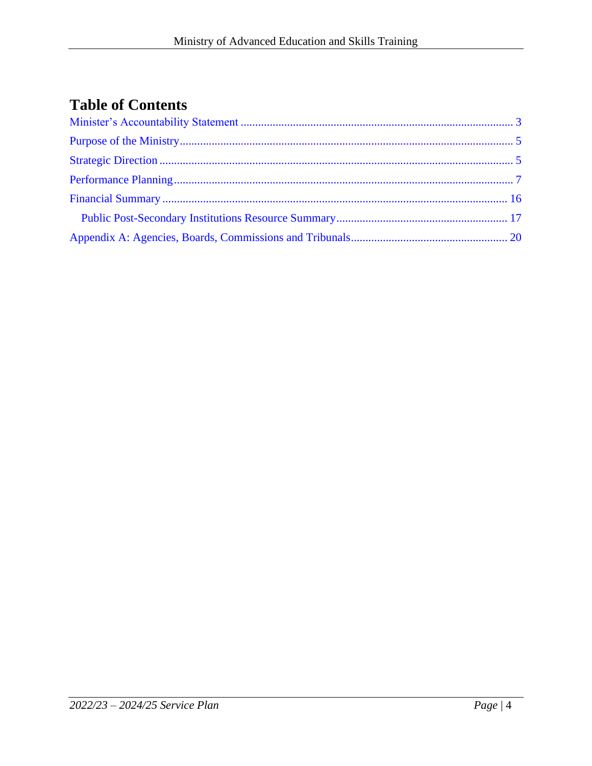# Table of Contents

Minister's Accountability Statement ........................................................................................... 3

Purpose of the Ministry.................................................................................................................. 5

Strategic Direction ......................................................................................................................... 5

Performance Planning.................................................................................................................... 7

Financial Summary ...................................................................................................................... 16

  Public Post-Secondary Institutions Resource Summary........................................................... 17

Appendix A: Agencies, Boards, Commissions and Tribunals...................................................... 20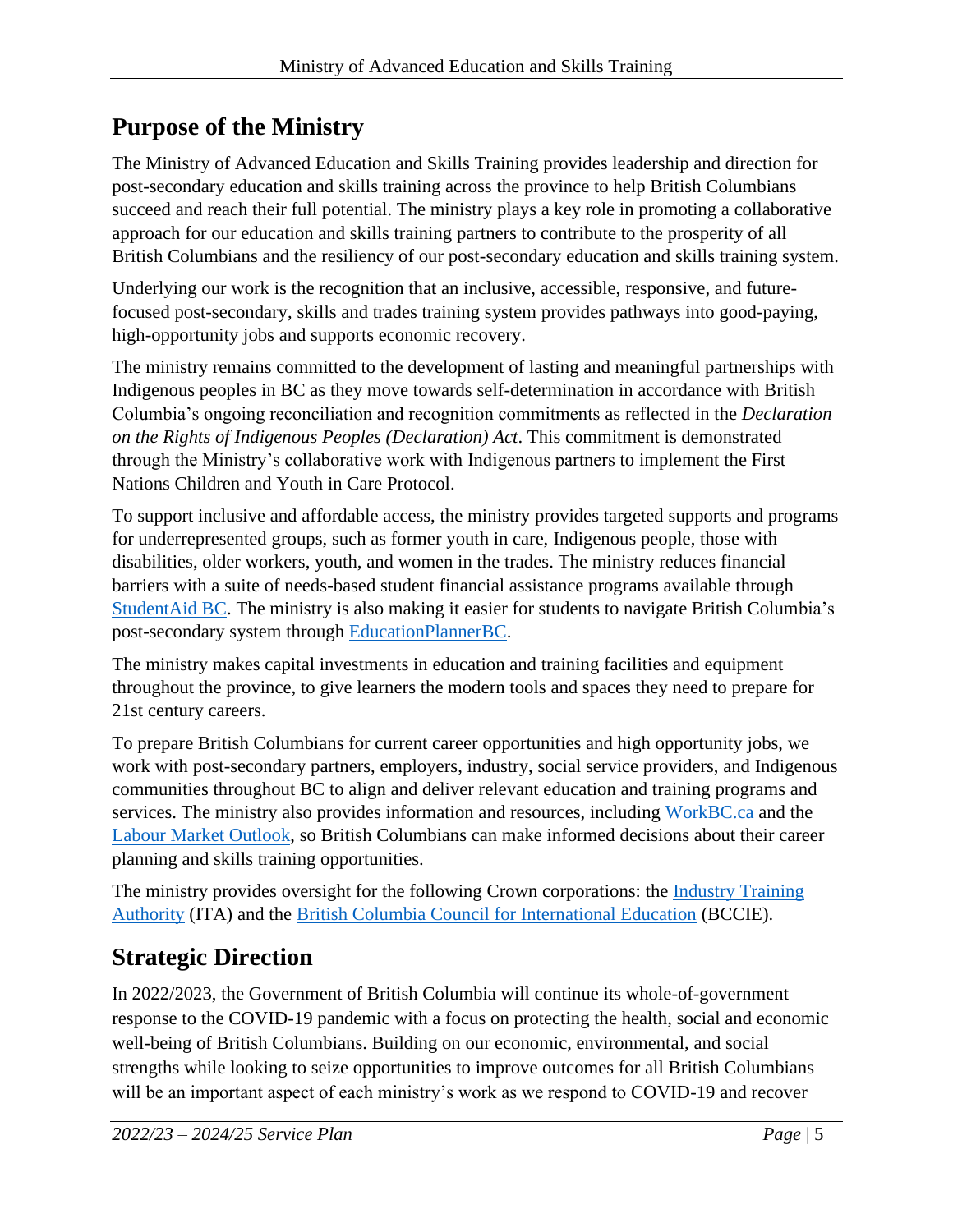## Purpose of the Ministry

The Ministry of Advanced Education and Skills Training provides leadership and direction for post-secondary education and skills training across the province to help British Columbians succeed and reach their full potential. The ministry plays a key role in promoting a collaborative approach for our education and skills training partners to contribute to the prosperity of all British Columbians and the resiliency of our post-secondary education and skills training system.

Underlying our work is the recognition that an inclusive, accessible, responsive, and future-focused post-secondary, skills and trades training system provides pathways into good-paying, high-opportunity jobs and supports economic recovery.

The ministry remains committed to the development of lasting and meaningful partnerships with Indigenous peoples in BC as they move towards self-determination in accordance with British Columbia's ongoing reconciliation and recognition commitments as reflected in the *Declaration on the Rights of Indigenous Peoples (Declaration) Act*. This commitment is demonstrated through the Ministry's collaborative work with Indigenous partners to implement the First Nations Children and Youth in Care Protocol.

To support inclusive and affordable access, the ministry provides targeted supports and programs for underrepresented groups, such as former youth in care, Indigenous people, those with disabilities, older workers, youth, and women in the trades. The ministry reduces financial barriers with a suite of needs-based student financial assistance programs available through StudentAid BC. The ministry is also making it easier for students to navigate British Columbia's post-secondary system through EducationPlannerBC.

The ministry makes capital investments in education and training facilities and equipment throughout the province, to give learners the modern tools and spaces they need to prepare for 21st century careers.

To prepare British Columbians for current career opportunities and high opportunity jobs, we work with post-secondary partners, employers, industry, social service providers, and Indigenous communities throughout BC to align and deliver relevant education and training programs and services. The ministry also provides information and resources, including WorkBC.ca and the Labour Market Outlook, so British Columbians can make informed decisions about their career planning and skills training opportunities.

The ministry provides oversight for the following Crown corporations: the Industry Training Authority (ITA) and the British Columbia Council for International Education (BCCIE).

## Strategic Direction

In 2022/2023, the Government of British Columbia will continue its whole-of-government response to the COVID-19 pandemic with a focus on protecting the health, social and economic well-being of British Columbians. Building on our economic, environmental, and social strengths while looking to seize opportunities to improve outcomes for all British Columbians will be an important aspect of each ministry's work as we respond to COVID-19 and recover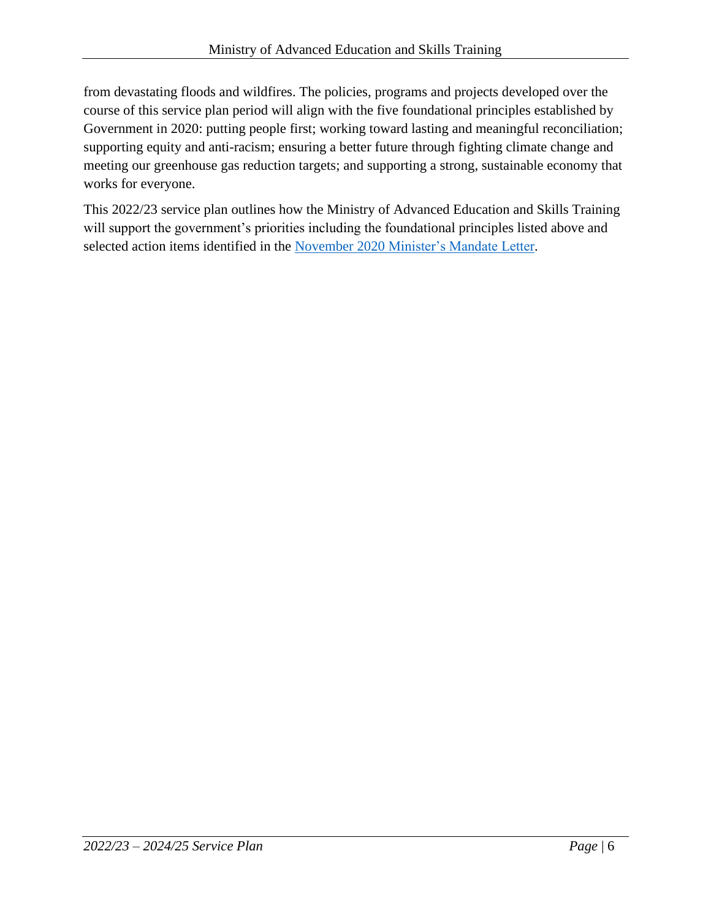from devastating floods and wildfires. The policies, programs and projects developed over the course of this service plan period will align with the five foundational principles established by Government in 2020: putting people first; working toward lasting and meaningful reconciliation; supporting equity and anti-racism; ensuring a better future through fighting climate change and meeting our greenhouse gas reduction targets; and supporting a strong, sustainable economy that works for everyone.

This 2022/23 service plan outlines how the Ministry of Advanced Education and Skills Training will support the government's priorities including the foundational principles listed above and selected action items identified in the November 2020 Minister's Mandate Letter.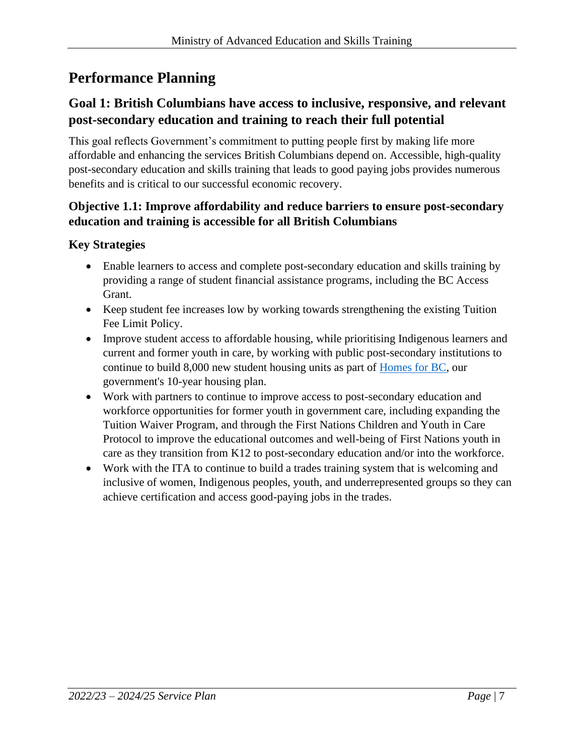# Performance Planning

## Goal 1: British Columbians have access to inclusive, responsive, and relevant post-secondary education and training to reach their full potential

This goal reflects Government's commitment to putting people first by making life more affordable and enhancing the services British Columbians depend on. Accessible, high-quality post-secondary education and skills training that leads to good paying jobs provides numerous benefits and is critical to our successful economic recovery.

### Objective 1.1: Improve affordability and reduce barriers to ensure post-secondary education and training is accessible for all British Columbians

#### Key Strategies

- Enable learners to access and complete post-secondary education and skills training by providing a range of student financial assistance programs, including the BC Access Grant.
- Keep student fee increases low by working towards strengthening the existing Tuition Fee Limit Policy.
- Improve student access to affordable housing, while prioritising Indigenous learners and current and former youth in care, by working with public post-secondary institutions to continue to build 8,000 new student housing units as part of Homes for BC, our government's 10-year housing plan.
- Work with partners to continue to improve access to post-secondary education and workforce opportunities for former youth in government care, including expanding the Tuition Waiver Program, and through the First Nations Children and Youth in Care Protocol to improve the educational outcomes and well-being of First Nations youth in care as they transition from K12 to post-secondary education and/or into the workforce.
- Work with the ITA to continue to build a trades training system that is welcoming and inclusive of women, Indigenous peoples, youth, and underrepresented groups so they can achieve certification and access good-paying jobs in the trades.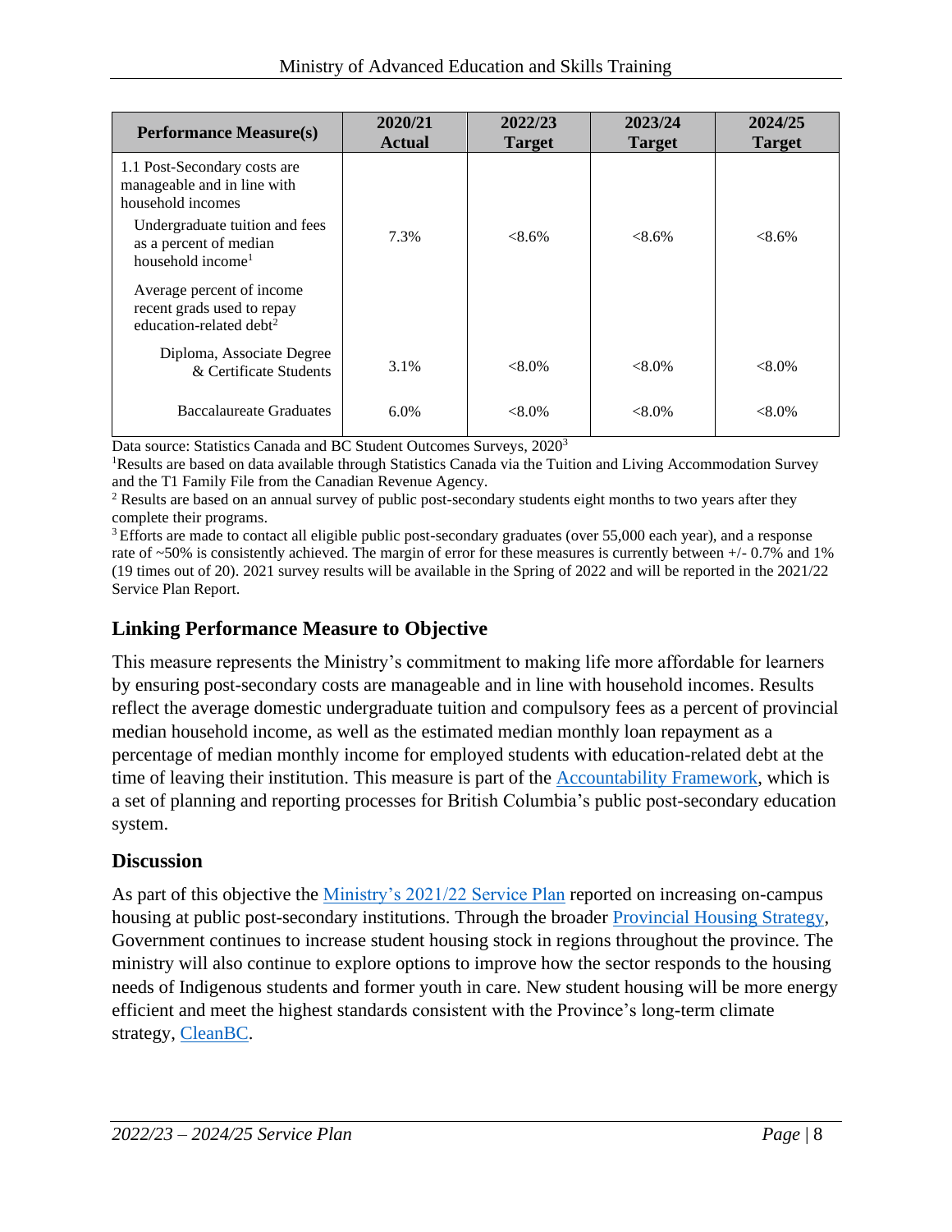| Performance Measure(s) | 2020/21 Actual | 2022/23 Target | 2023/24 Target | 2024/25 Target |
|---|---|---|---|---|
| 1.1 Post-Secondary costs are manageable and in line with household incomes | | | | |
| Undergraduate tuition and fees as a percent of median household income[1] | 7.3% | <8.6% | <8.6% | <8.6% |
| Average percent of income recent grads used to repay education-related debt[2] | | | | |
| Diploma, Associate Degree & Certificate Students | 3.1% | <8.0% | <8.0% | <8.0% |
| Baccalaureate Graduates | 6.0% | <8.0% | <8.0% | <8.0% |

Data source: Statistics Canada and BC Student Outcomes Surveys, 2020[3]

[1] Results are based on data available through Statistics Canada via the Tuition and Living Accommodation Survey and the T1 Family File from the Canadian Revenue Agency.

[2] Results are based on an annual survey of public post-secondary students eight months to two years after they complete their programs.

[3] Efforts are made to contact all eligible public post-secondary graduates (over 55,000 each year), and a response rate of ~50% is consistently achieved. The margin of error for these measures is currently between +/- 0.7% and 1% (19 times out of 20). 2021 survey results will be available in the Spring of 2022 and will be reported in the 2021/22 Service Plan Report.

## Linking Performance Measure to Objective

This measure represents the Ministry's commitment to making life more affordable for learners by ensuring post-secondary costs are manageable and in line with household incomes. Results reflect the average domestic undergraduate tuition and compulsory fees as a percent of provincial median household income, as well as the estimated median monthly loan repayment as a percentage of median monthly income for employed students with education-related debt at the time of leaving their institution. This measure is part of the Accountability Framework, which is a set of planning and reporting processes for British Columbia's public post-secondary education system.

## Discussion

As part of this objective the Ministry's 2021/22 Service Plan reported on increasing on-campus housing at public post-secondary institutions. Through the broader Provincial Housing Strategy, Government continues to increase student housing stock in regions throughout the province. The ministry will also continue to explore options to improve how the sector responds to the housing needs of Indigenous students and former youth in care. New student housing will be more energy efficient and meet the highest standards consistent with the Province's long-term climate strategy, CleanBC.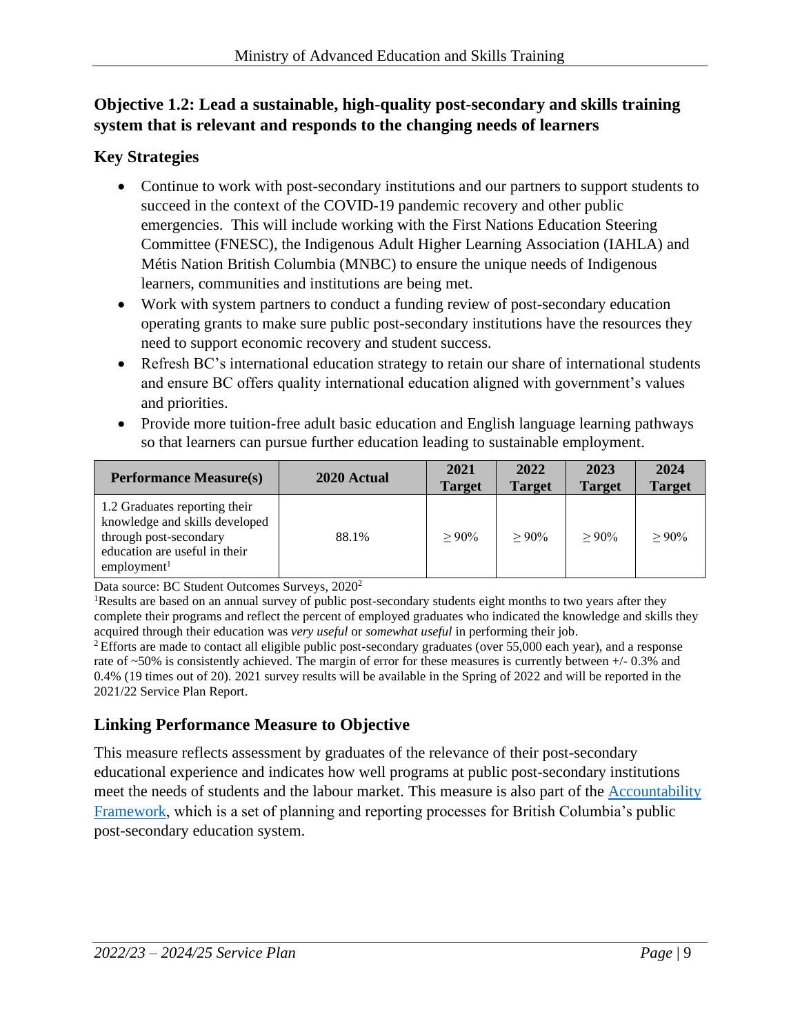### Objective 1.2: Lead a sustainable, high-quality post-secondary and skills training system that is relevant and responds to the changing needs of learners

#### Key Strategies

- Continue to work with post-secondary institutions and our partners to support students to succeed in the context of the COVID-19 pandemic recovery and other public emergencies. This will include working with the First Nations Education Steering Committee (FNESC), the Indigenous Adult Higher Learning Association (IAHLA) and Métis Nation British Columbia (MNBC) to ensure the unique needs of Indigenous learners, communities and institutions are being met.
- Work with system partners to conduct a funding review of post-secondary education operating grants to make sure public post-secondary institutions have the resources they need to support economic recovery and student success.
- Refresh BC's international education strategy to retain our share of international students and ensure BC offers quality international education aligned with government's values and priorities.
- Provide more tuition-free adult basic education and English language learning pathways so that learners can pursue further education leading to sustainable employment.

| Performance Measure(s) | 2020 Actual | 2021 Target | 2022 Target | 2023 Target | 2024 Target |
|---|---|---|---|---|---|
| 1.2 Graduates reporting their knowledge and skills developed through post-secondary education are useful in their employment[1] | 88.1% | ≥ 90% | ≥ 90% | ≥ 90% | ≥ 90% |

Data source: BC Student Outcomes Surveys, 2020[2]

[1]Results are based on an annual survey of public post-secondary students eight months to two years after they complete their programs and reflect the percent of employed graduates who indicated the knowledge and skills they acquired through their education was *very useful* or *somewhat useful* in performing their job.

[2] Efforts are made to contact all eligible public post-secondary graduates (over 55,000 each year), and a response rate of ~50% is consistently achieved. The margin of error for these measures is currently between +/- 0.3% and 0.4% (19 times out of 20). 2021 survey results will be available in the Spring of 2022 and will be reported in the 2021/22 Service Plan Report.

#### Linking Performance Measure to Objective

This measure reflects assessment by graduates of the relevance of their post-secondary educational experience and indicates how well programs at public post-secondary institutions meet the needs of students and the labour market. This measure is also part of the Accountability Framework, which is a set of planning and reporting processes for British Columbia's public post-secondary education system.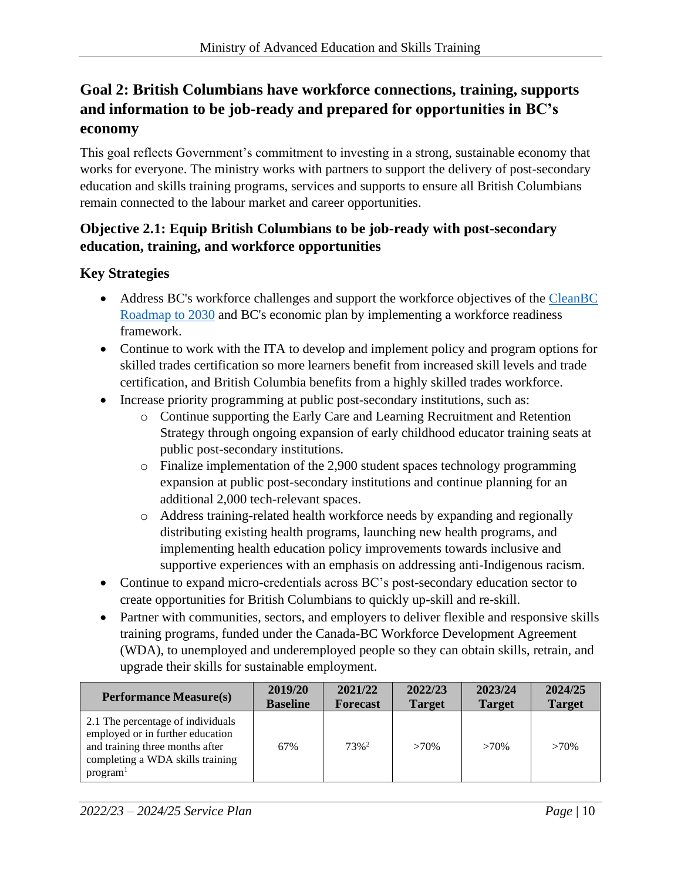## Goal 2: British Columbians have workforce connections, training, supports and information to be job-ready and prepared for opportunities in BC's economy

This goal reflects Government's commitment to investing in a strong, sustainable economy that works for everyone. The ministry works with partners to support the delivery of post-secondary education and skills training programs, services and supports to ensure all British Columbians remain connected to the labour market and career opportunities.

### Objective 2.1: Equip British Columbians to be job-ready with post-secondary education, training, and workforce opportunities

### Key Strategies

- Address BC's workforce challenges and support the workforce objectives of the CleanBC Roadmap to 2030 and BC's economic plan by implementing a workforce readiness framework.
- Continue to work with the ITA to develop and implement policy and program options for skilled trades certification so more learners benefit from increased skill levels and trade certification, and British Columbia benefits from a highly skilled trades workforce.
- Increase priority programming at public post-secondary institutions, such as:
  - Continue supporting the Early Care and Learning Recruitment and Retention Strategy through ongoing expansion of early childhood educator training seats at public post-secondary institutions.
  - Finalize implementation of the 2,900 student spaces technology programming expansion at public post-secondary institutions and continue planning for an additional 2,000 tech-relevant spaces.
  - Address training-related health workforce needs by expanding and regionally distributing existing health programs, launching new health programs, and implementing health education policy improvements towards inclusive and supportive experiences with an emphasis on addressing anti-Indigenous racism.
- Continue to expand micro-credentials across BC's post-secondary education sector to create opportunities for British Columbians to quickly up-skill and re-skill.
- Partner with communities, sectors, and employers to deliver flexible and responsive skills training programs, funded under the Canada-BC Workforce Development Agreement (WDA), to unemployed and underemployed people so they can obtain skills, retrain, and upgrade their skills for sustainable employment.

| Performance Measure(s) | 2019/20 Baseline | 2021/22 Forecast | 2022/23 Target | 2023/24 Target | 2024/25 Target |
|---|---|---|---|---|---|
| 2.1 The percentage of individuals employed or in further education and training three months after completing a WDA skills training program[1] | 67% | 73%[2] | >70% | >70% | >70% |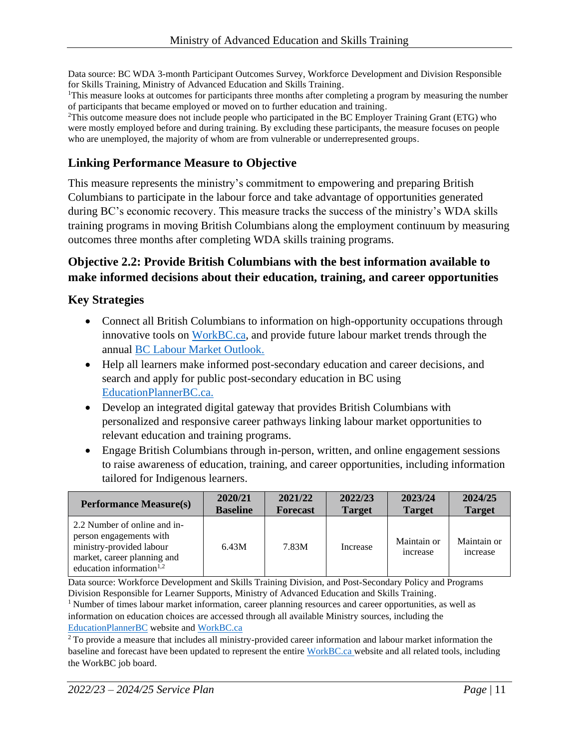Data source: BC WDA 3-month Participant Outcomes Survey, Workforce Development and Division Responsible for Skills Training, Ministry of Advanced Education and Skills Training.

[1]This measure looks at outcomes for participants three months after completing a program by measuring the number of participants that became employed or moved on to further education and training.

[2]This outcome measure does not include people who participated in the BC Employer Training Grant (ETG) who were mostly employed before and during training. By excluding these participants, the measure focuses on people who are unemployed, the majority of whom are from vulnerable or underrepresented groups.

### Linking Performance Measure to Objective

This measure represents the ministry's commitment to empowering and preparing British Columbians to participate in the labour force and take advantage of opportunities generated during BC's economic recovery. This measure tracks the success of the ministry's WDA skills training programs in moving British Columbians along the employment continuum by measuring outcomes three months after completing WDA skills training programs.

### Objective 2.2: Provide British Columbians with the best information available to make informed decisions about their education, training, and career opportunities

### Key Strategies

- Connect all British Columbians to information on high-opportunity occupations through innovative tools on WorkBC.ca, and provide future labour market trends through the annual BC Labour Market Outlook.
- Help all learners make informed post-secondary education and career decisions, and search and apply for public post-secondary education in BC using EducationPlannerBC.ca.
- Develop an integrated digital gateway that provides British Columbians with personalized and responsive career pathways linking labour market opportunities to relevant education and training programs.
- Engage British Columbians through in-person, written, and online engagement sessions to raise awareness of education, training, and career opportunities, including information tailored for Indigenous learners.

| Performance Measure(s) | 2020/21 Baseline | 2021/22 Forecast | 2022/23 Target | 2023/24 Target | 2024/25 Target |
|---|---|---|---|---|---|
| 2.2 Number of online and in-person engagements with ministry-provided labour market, career planning and education information[1,2] | 6.43M | 7.83M | Increase | Maintain or increase | Maintain or increase |

Data source: Workforce Development and Skills Training Division, and Post-Secondary Policy and Programs Division Responsible for Learner Supports, Ministry of Advanced Education and Skills Training.

[1] Number of times labour market information, career planning resources and career opportunities, as well as information on education choices are accessed through all available Ministry sources, including the EducationPlannerBC website and WorkBC.ca

[2] To provide a measure that includes all ministry-provided career information and labour market information the baseline and forecast have been updated to represent the entire WorkBC.ca website and all related tools, including the WorkBC job board.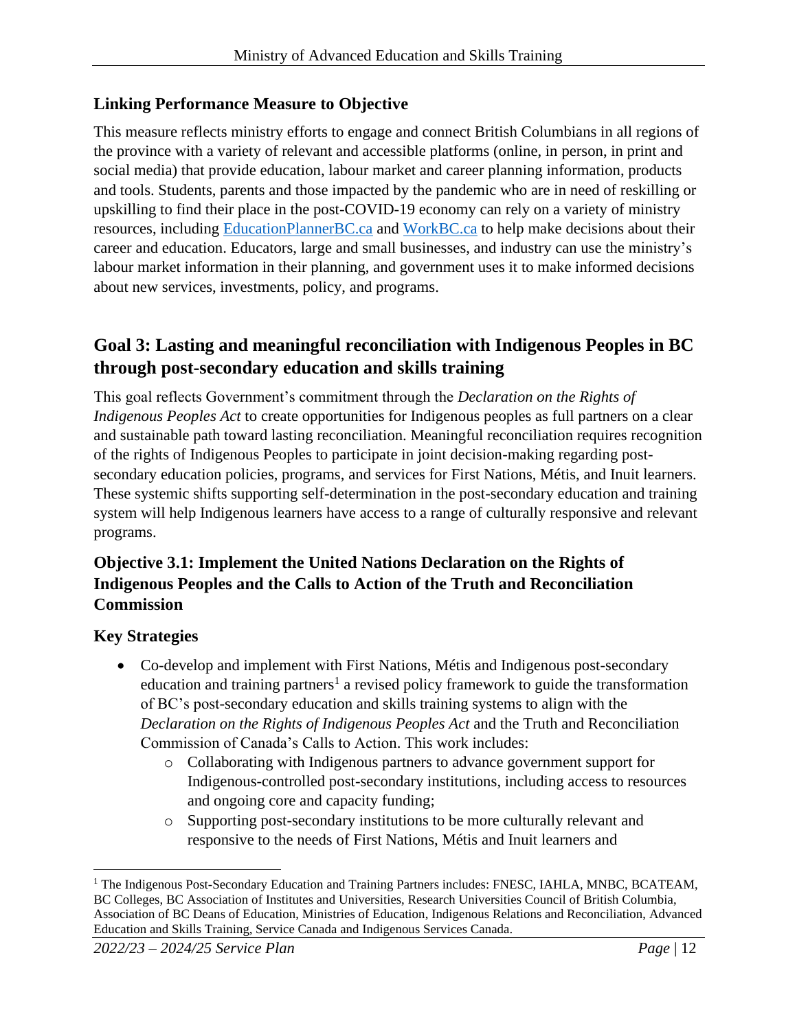### Linking Performance Measure to Objective

This measure reflects ministry efforts to engage and connect British Columbians in all regions of the province with a variety of relevant and accessible platforms (online, in person, in print and social media) that provide education, labour market and career planning information, products and tools. Students, parents and those impacted by the pandemic who are in need of reskilling or upskilling to find their place in the post-COVID-19 economy can rely on a variety of ministry resources, including [EducationPlannerBC.ca](EducationPlannerBC.ca) and [WorkBC.ca](WorkBC.ca) to help make decisions about their career and education. Educators, large and small businesses, and industry can use the ministry's labour market information in their planning, and government uses it to make informed decisions about new services, investments, policy, and programs.

## Goal 3: Lasting and meaningful reconciliation with Indigenous Peoples in BC through post-secondary education and skills training

This goal reflects Government's commitment through the *Declaration on the Rights of Indigenous Peoples Act* to create opportunities for Indigenous peoples as full partners on a clear and sustainable path toward lasting reconciliation. Meaningful reconciliation requires recognition of the rights of Indigenous Peoples to participate in joint decision-making regarding post-secondary education policies, programs, and services for First Nations, Métis, and Inuit learners. These systemic shifts supporting self-determination in the post-secondary education and training system will help Indigenous learners have access to a range of culturally responsive and relevant programs.

### Objective 3.1: Implement the United Nations Declaration on the Rights of Indigenous Peoples and the Calls to Action of the Truth and Reconciliation Commission

### Key Strategies

- Co-develop and implement with First Nations, Métis and Indigenous post-secondary education and training partners[1] a revised policy framework to guide the transformation of BC's post-secondary education and skills training systems to align with the *Declaration on the Rights of Indigenous Peoples Act* and the Truth and Reconciliation Commission of Canada's Calls to Action. This work includes:
  - Collaborating with Indigenous partners to advance government support for Indigenous-controlled post-secondary institutions, including access to resources and ongoing core and capacity funding;
  - Supporting post-secondary institutions to be more culturally relevant and responsive to the needs of First Nations, Métis and Inuit learners and

[1] The Indigenous Post-Secondary Education and Training Partners includes: FNESC, IAHLA, MNBC, BCATEAM, BC Colleges, BC Association of Institutes and Universities, Research Universities Council of British Columbia, Association of BC Deans of Education, Ministries of Education, Indigenous Relations and Reconciliation, Advanced Education and Skills Training, Service Canada and Indigenous Services Canada.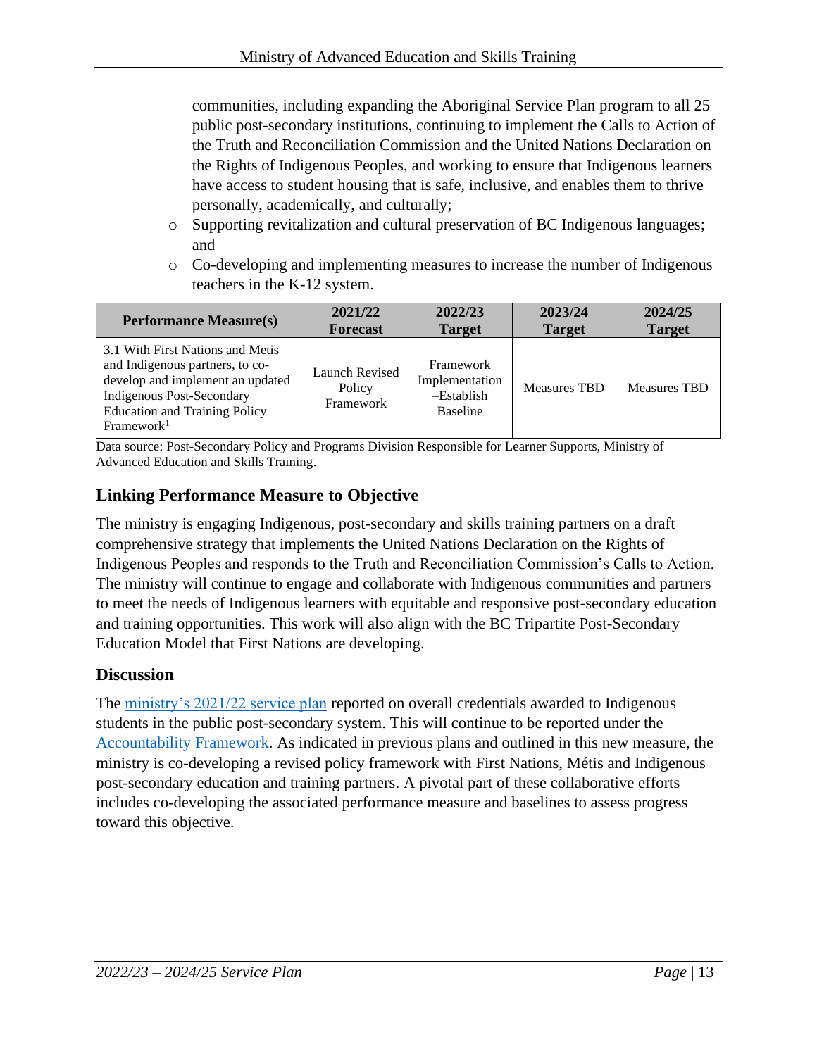communities, including expanding the Aboriginal Service Plan program to all 25 public post-secondary institutions, continuing to implement the Calls to Action of the Truth and Reconciliation Commission and the United Nations Declaration on the Rights of Indigenous Peoples, and working to ensure that Indigenous learners have access to student housing that is safe, inclusive, and enables them to thrive personally, academically, and culturally;

- Supporting revitalization and cultural preservation of BC Indigenous languages; and
- Co-developing and implementing measures to increase the number of Indigenous teachers in the K-12 system.

| Performance Measure(s) | 2021/22 Forecast | 2022/23 Target | 2023/24 Target | 2024/25 Target |
|---|---|---|---|---|
| 3.1 With First Nations and Metis and Indigenous partners, to co-develop and implement an updated Indigenous Post-Secondary Education and Training Policy Framework[1] | Launch Revised Policy Framework | Framework Implementation –Establish Baseline | Measures TBD | Measures TBD |

Data source: Post-Secondary Policy and Programs Division Responsible for Learner Supports, Ministry of Advanced Education and Skills Training.

## Linking Performance Measure to Objective

The ministry is engaging Indigenous, post-secondary and skills training partners on a draft comprehensive strategy that implements the United Nations Declaration on the Rights of Indigenous Peoples and responds to the Truth and Reconciliation Commission's Calls to Action. The ministry will continue to engage and collaborate with Indigenous communities and partners to meet the needs of Indigenous learners with equitable and responsive post-secondary education and training opportunities. This work will also align with the BC Tripartite Post-Secondary Education Model that First Nations are developing.

## Discussion

The ministry's 2021/22 service plan reported on overall credentials awarded to Indigenous students in the public post-secondary system. This will continue to be reported under the Accountability Framework. As indicated in previous plans and outlined in this new measure, the ministry is co-developing a revised policy framework with First Nations, Métis and Indigenous post-secondary education and training partners. A pivotal part of these collaborative efforts includes co-developing the associated performance measure and baselines to assess progress toward this objective.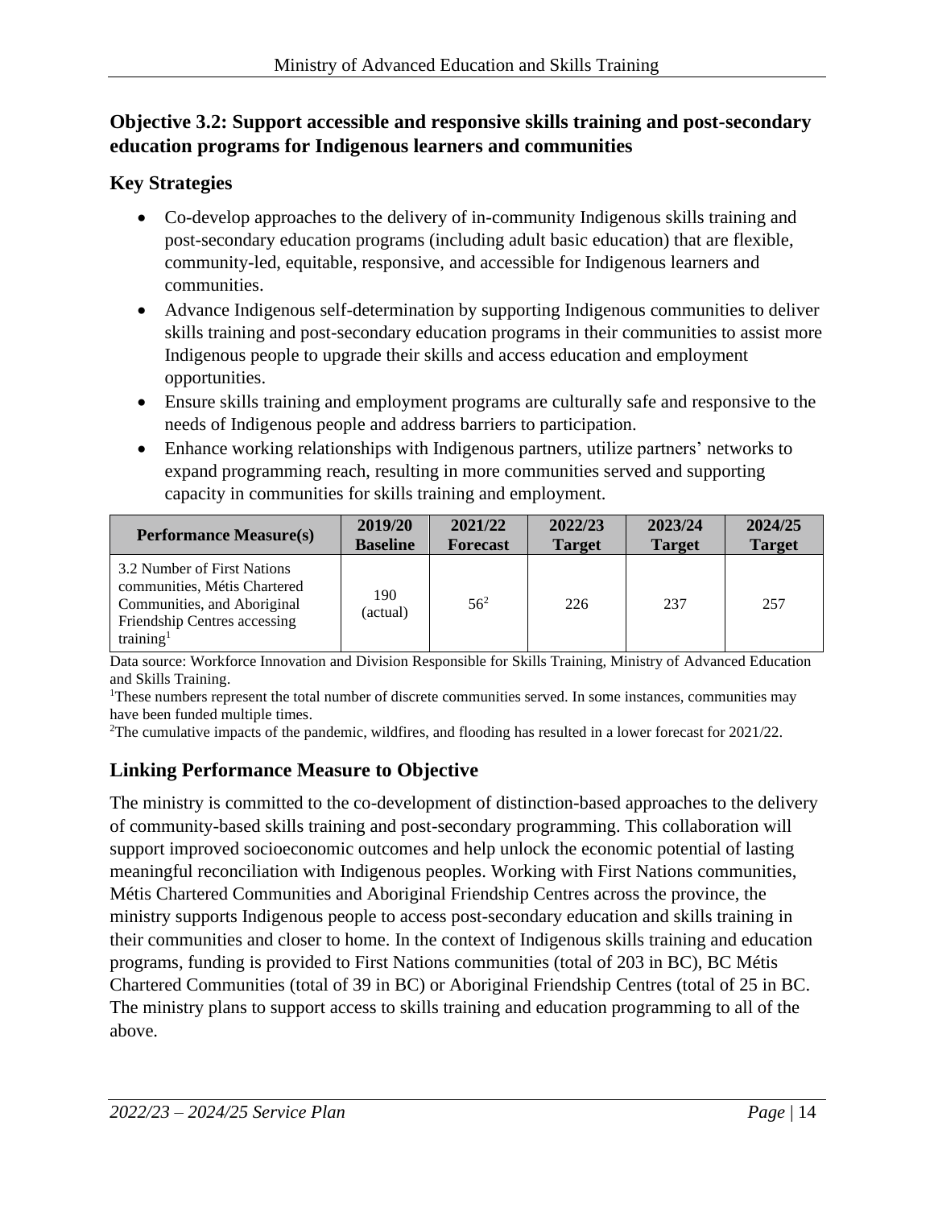### Objective 3.2: Support accessible and responsive skills training and post-secondary education programs for Indigenous learners and communities

### Key Strategies

- Co-develop approaches to the delivery of in-community Indigenous skills training and post-secondary education programs (including adult basic education) that are flexible, community-led, equitable, responsive, and accessible for Indigenous learners and communities.
- Advance Indigenous self-determination by supporting Indigenous communities to deliver skills training and post-secondary education programs in their communities to assist more Indigenous people to upgrade their skills and access education and employment opportunities.
- Ensure skills training and employment programs are culturally safe and responsive to the needs of Indigenous people and address barriers to participation.
- Enhance working relationships with Indigenous partners, utilize partners' networks to expand programming reach, resulting in more communities served and supporting capacity in communities for skills training and employment.

| Performance Measure(s) | 2019/20 Baseline | 2021/22 Forecast | 2022/23 Target | 2023/24 Target | 2024/25 Target |
|---|---|---|---|---|---|
| 3.2 Number of First Nations communities, Métis Chartered Communities, and Aboriginal Friendship Centres accessing training[1] | 190 (actual) | 56[2] | 226 | 237 | 257 |

Data source: Workforce Innovation and Division Responsible for Skills Training, Ministry of Advanced Education and Skills Training.

[1]These numbers represent the total number of discrete communities served. In some instances, communities may have been funded multiple times.

[2]The cumulative impacts of the pandemic, wildfires, and flooding has resulted in a lower forecast for 2021/22.

### Linking Performance Measure to Objective

The ministry is committed to the co-development of distinction-based approaches to the delivery of community-based skills training and post-secondary programming. This collaboration will support improved socioeconomic outcomes and help unlock the economic potential of lasting meaningful reconciliation with Indigenous peoples. Working with First Nations communities, Métis Chartered Communities and Aboriginal Friendship Centres across the province, the ministry supports Indigenous people to access post-secondary education and skills training in their communities and closer to home. In the context of Indigenous skills training and education programs, funding is provided to First Nations communities (total of 203 in BC), BC Métis Chartered Communities (total of 39 in BC) or Aboriginal Friendship Centres (total of 25 in BC. The ministry plans to support access to skills training and education programming to all of the above.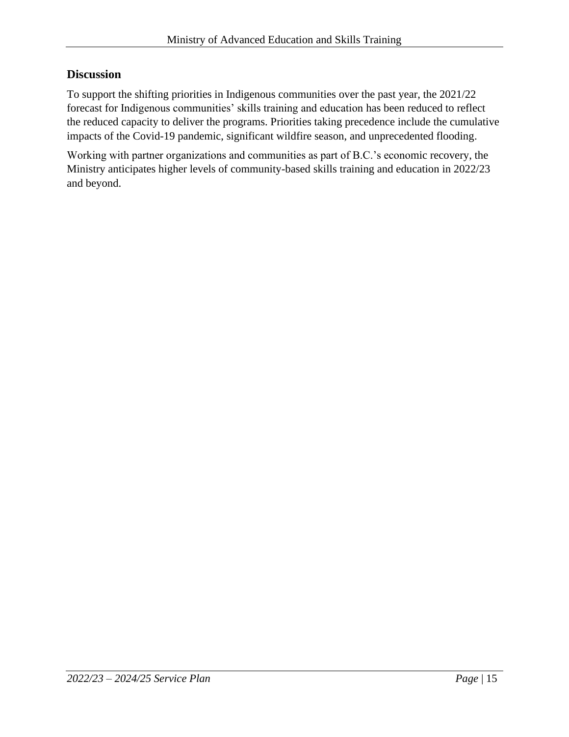## Discussion

To support the shifting priorities in Indigenous communities over the past year, the 2021/22 forecast for Indigenous communities' skills training and education has been reduced to reflect the reduced capacity to deliver the programs. Priorities taking precedence include the cumulative impacts of the Covid-19 pandemic, significant wildfire season, and unprecedented flooding.

Working with partner organizations and communities as part of B.C.'s economic recovery, the Ministry anticipates higher levels of community-based skills training and education in 2022/23 and beyond.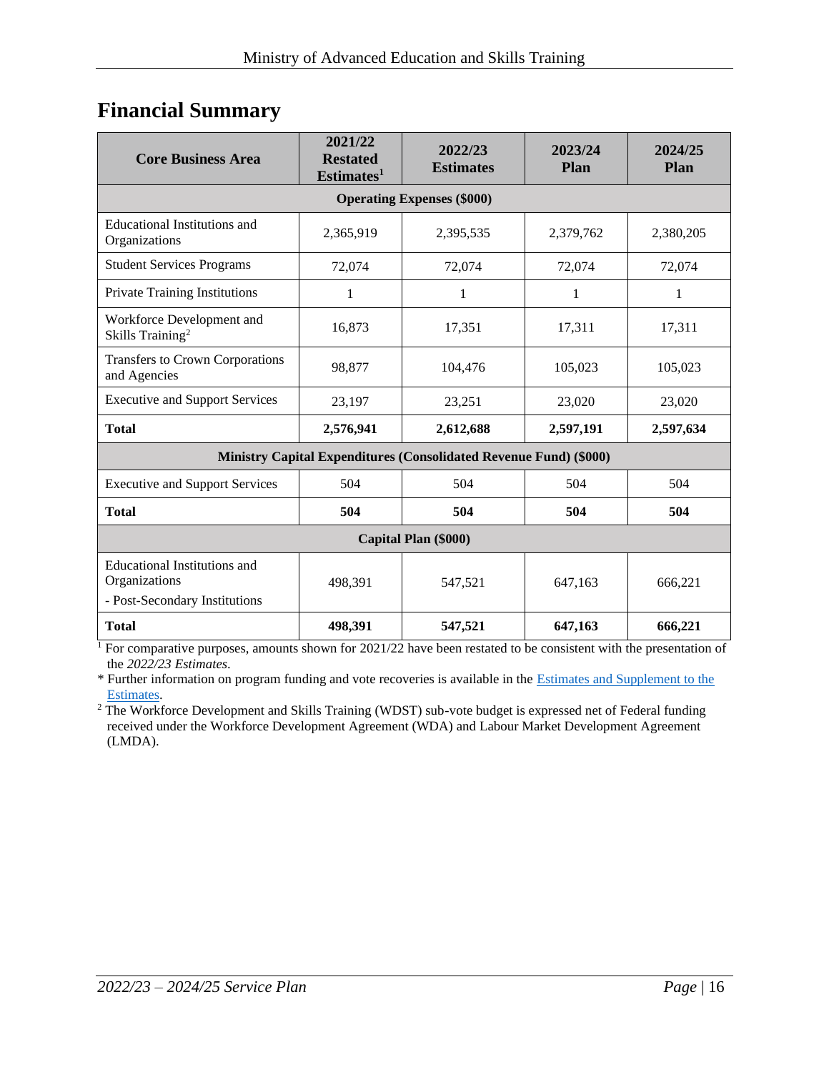## Financial Summary

| Core Business Area | 2021/22 Restated Estimates[1] | 2022/23 Estimates | 2023/24 Plan | 2024/25 Plan |
|---|---|---|---|---|
| **Operating Expenses ($000)** | | | | |
| Educational Institutions and Organizations | 2,365,919 | 2,395,535 | 2,379,762 | 2,380,205 |
| Student Services Programs | 72,074 | 72,074 | 72,074 | 72,074 |
| Private Training Institutions | 1 | 1 | 1 | 1 |
| Workforce Development and Skills Training[2] | 16,873 | 17,351 | 17,311 | 17,311 |
| Transfers to Crown Corporations and Agencies | 98,877 | 104,476 | 105,023 | 105,023 |
| Executive and Support Services | 23,197 | 23,251 | 23,020 | 23,020 |
| **Total** | **2,576,941** | **2,612,688** | **2,597,191** | **2,597,634** |
| **Ministry Capital Expenditures (Consolidated Revenue Fund) ($000)** | | | | |
| Executive and Support Services | 504 | 504 | 504 | 504 |
| **Total** | **504** | **504** | **504** | **504** |
| **Capital Plan ($000)** | | | | |
| Educational Institutions and Organizations - Post-Secondary Institutions | 498,391 | 547,521 | 647,163 | 666,221 |
| **Total** | **498,391** | **547,521** | **647,163** | **666,221** |

[1] For comparative purposes, amounts shown for 2021/22 have been restated to be consistent with the presentation of the *2022/23 Estimates*.

* Further information on program funding and vote recoveries is available in the [Estimates and Supplement to the Estimates](Estimates and Supplement to the Estimates).

[2] The Workforce Development and Skills Training (WDST) sub-vote budget is expressed net of Federal funding received under the Workforce Development Agreement (WDA) and Labour Market Development Agreement (LMDA).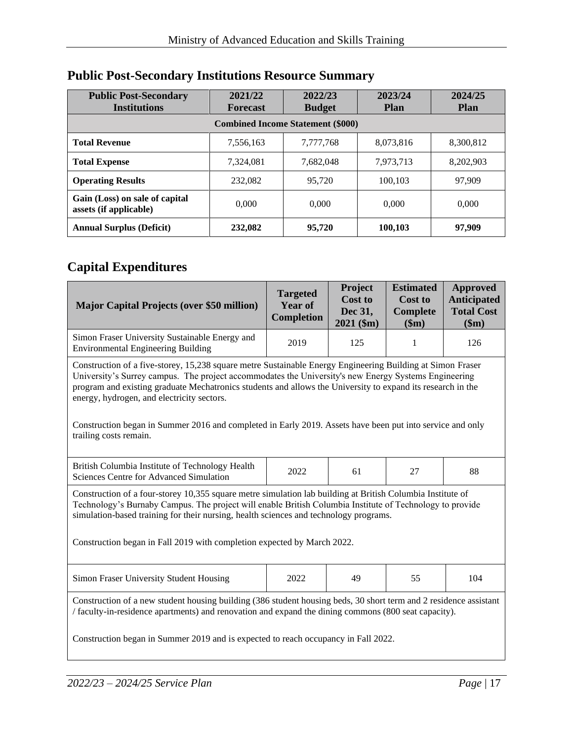## Public Post-Secondary Institutions Resource Summary

| Public Post-Secondary Institutions | 2021/22 Forecast | 2022/23 Budget | 2023/24 Plan | 2024/25 Plan |
|---|---|---|---|---|
| **Combined Income Statement ($000)** | | | | |
| **Total Revenue** | 7,556,163 | 7,777,768 | 8,073,816 | 8,300,812 |
| **Total Expense** | 7,324,081 | 7,682,048 | 7,973,713 | 8,202,903 |
| **Operating Results** | 232,082 | 95,720 | 100,103 | 97,909 |
| **Gain (Loss) on sale of capital assets (if applicable)** | 0,000 | 0,000 | 0,000 | 0,000 |
| **Annual Surplus (Deficit)** | **232,082** | **95,720** | **100,103** | **97,909** |

## Capital Expenditures

| Major Capital Projects (over $50 million) | Targeted Year of Completion | Project Cost to Dec 31, 2021 ($m) | Estimated Cost to Complete ($m) | Approved Anticipated Total Cost ($m) |
|---|---|---|---|---|
| Simon Fraser University Sustainable Energy and Environmental Engineering Building | 2019 | 125 | 1 | 126 |
| Construction of a five-storey, 15,238 square metre Sustainable Energy Engineering Building at Simon Fraser University's Surrey campus. The project accommodates the University's new Energy Systems Engineering program and existing graduate Mechatronics students and allows the University to expand its research in the energy, hydrogen, and electricity sectors. Construction began in Summer 2016 and completed in Early 2019. Assets have been put into service and only trailing costs remain. | | | | |
| British Columbia Institute of Technology Health Sciences Centre for Advanced Simulation | 2022 | 61 | 27 | 88 |
| Construction of a four-storey 10,355 square metre simulation lab building at British Columbia Institute of Technology's Burnaby Campus. The project will enable British Columbia Institute of Technology to provide simulation-based training for their nursing, health sciences and technology programs. Construction began in Fall 2019 with completion expected by March 2022. | | | | |
| Simon Fraser University Student Housing | 2022 | 49 | 55 | 104 |
| Construction of a new student housing building (386 student housing beds, 30 short term and 2 residence assistant / faculty-in-residence apartments) and renovation and expand the dining commons (800 seat capacity). Construction began in Summer 2019 and is expected to reach occupancy in Fall 2022. | | | | |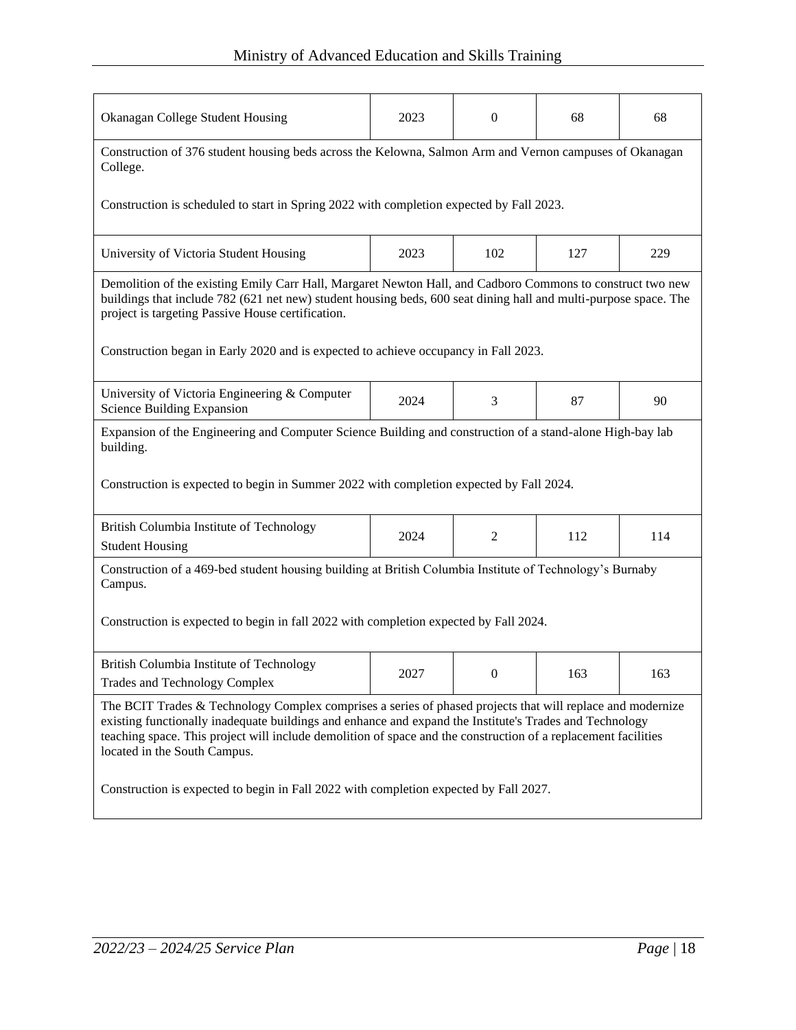| Okanagan College Student Housing | 2023 | 0 | 68 | 68 |
|---|---|---|---|---|
| Construction of 376 student housing beds across the Kelowna, Salmon Arm and Vernon campuses of Okanagan College.<br><br>Construction is scheduled to start in Spring 2022 with completion expected by Fall 2023. | | | | |
| University of Victoria Student Housing | 2023 | 102 | 127 | 229 |
| Demolition of the existing Emily Carr Hall, Margaret Newton Hall, and Cadboro Commons to construct two new buildings that include 782 (621 net new) student housing beds, 600 seat dining hall and multi-purpose space. The project is targeting Passive House certification.<br><br>Construction began in Early 2020 and is expected to achieve occupancy in Fall 2023. | | | | |
| University of Victoria Engineering & Computer Science Building Expansion | 2024 | 3 | 87 | 90 |
| Expansion of the Engineering and Computer Science Building and construction of a stand-alone High-bay lab building.<br><br>Construction is expected to begin in Summer 2022 with completion expected by Fall 2024. | | | | |
| British Columbia Institute of Technology Student Housing | 2024 | 2 | 112 | 114 |
| Construction of a 469-bed student housing building at British Columbia Institute of Technology's Burnaby Campus.<br><br>Construction is expected to begin in fall 2022 with completion expected by Fall 2024. | | | | |
| British Columbia Institute of Technology Trades and Technology Complex | 2027 | 0 | 163 | 163 |
| The BCIT Trades & Technology Complex comprises a series of phased projects that will replace and modernize existing functionally inadequate buildings and enhance and expand the Institute's Trades and Technology teaching space. This project will include demolition of space and the construction of a replacement facilities located in the South Campus.<br><br>Construction is expected to begin in Fall 2022 with completion expected by Fall 2027. | | | | |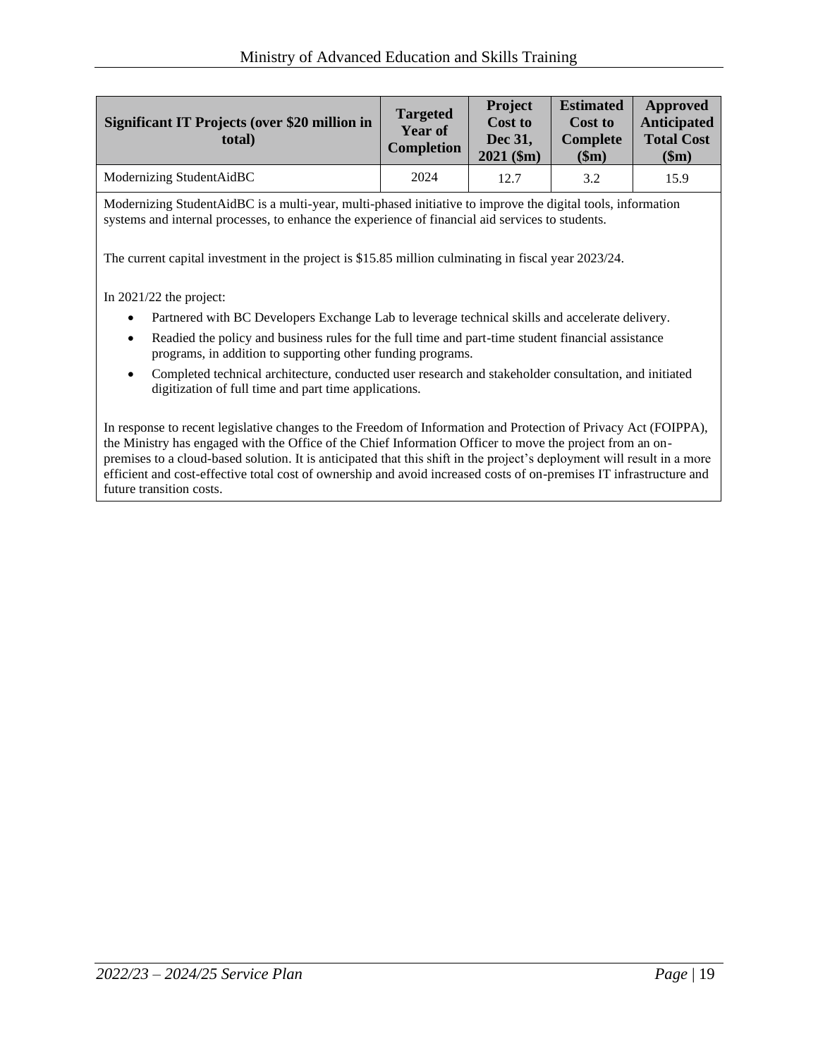| Significant IT Projects (over $20 million in total) | Targeted Year of Completion | Project Cost to Dec 31, 2021 ($m) | Estimated Cost to Complete ($m) | Approved Anticipated Total Cost ($m) |
|---|---|---|---|---|
| Modernizing StudentAidBC | 2024 | 12.7 | 3.2 | 15.9 |

Modernizing StudentAidBC is a multi-year, multi-phased initiative to improve the digital tools, information systems and internal processes, to enhance the experience of financial aid services to students.

The current capital investment in the project is $15.85 million culminating in fiscal year 2023/24.

In 2021/22 the project:

- Partnered with BC Developers Exchange Lab to leverage technical skills and accelerate delivery.
- Readied the policy and business rules for the full time and part-time student financial assistance programs, in addition to supporting other funding programs.
- Completed technical architecture, conducted user research and stakeholder consultation, and initiated digitization of full time and part time applications.

In response to recent legislative changes to the Freedom of Information and Protection of Privacy Act (FOIPPA), the Ministry has engaged with the Office of the Chief Information Officer to move the project from an on-premises to a cloud-based solution. It is anticipated that this shift in the project's deployment will result in a more efficient and cost-effective total cost of ownership and avoid increased costs of on-premises IT infrastructure and future transition costs.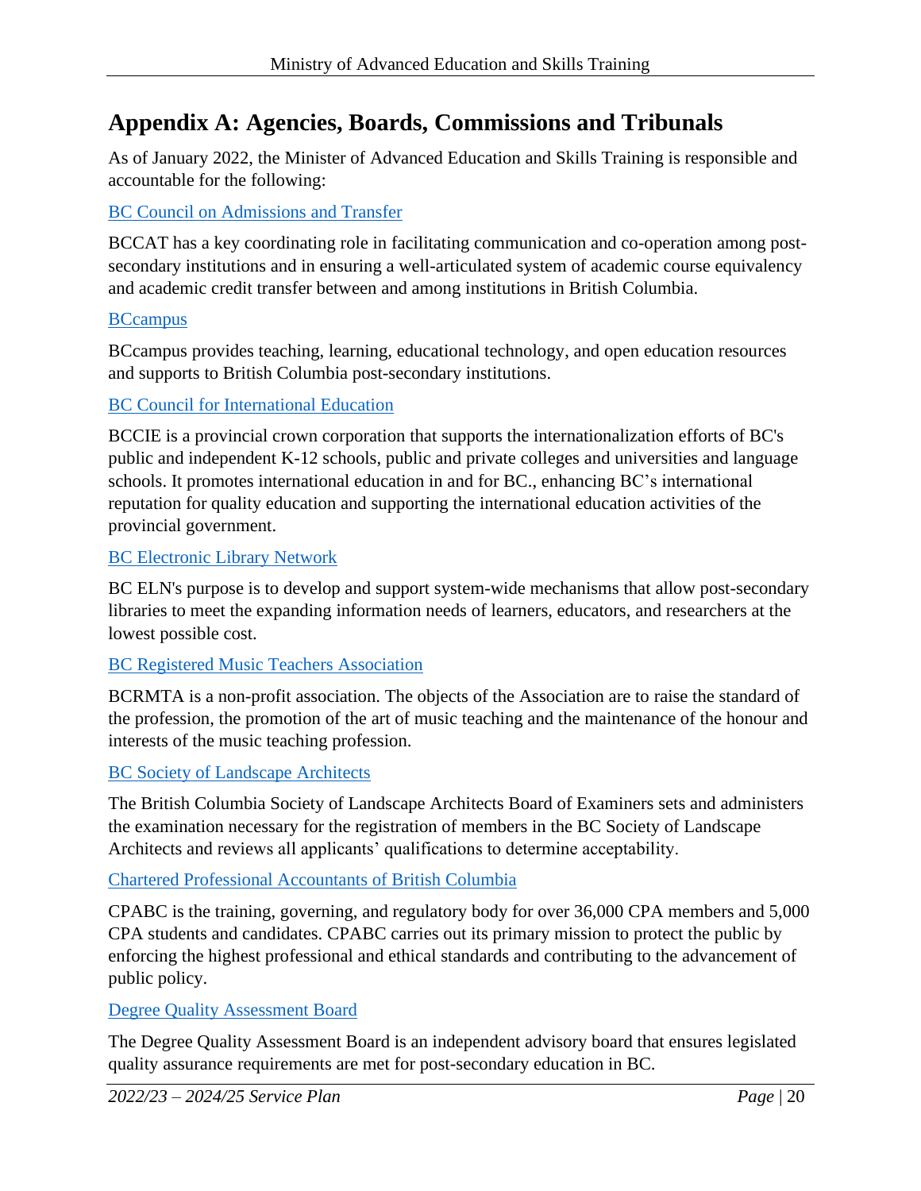# Appendix A: Agencies, Boards, Commissions and Tribunals

As of January 2022, the Minister of Advanced Education and Skills Training is responsible and accountable for the following:

BC Council on Admissions and Transfer

BCCAT has a key coordinating role in facilitating communication and co-operation among post-secondary institutions and in ensuring a well-articulated system of academic course equivalency and academic credit transfer between and among institutions in British Columbia.

BCcampus

BCcampus provides teaching, learning, educational technology, and open education resources and supports to British Columbia post-secondary institutions.

BC Council for International Education

BCCIE is a provincial crown corporation that supports the internationalization efforts of BC's public and independent K-12 schools, public and private colleges and universities and language schools. It promotes international education in and for BC., enhancing BC's international reputation for quality education and supporting the international education activities of the provincial government.

BC Electronic Library Network

BC ELN's purpose is to develop and support system-wide mechanisms that allow post-secondary libraries to meet the expanding information needs of learners, educators, and researchers at the lowest possible cost.

BC Registered Music Teachers Association

BCRMTA is a non-profit association. The objects of the Association are to raise the standard of the profession, the promotion of the art of music teaching and the maintenance of the honour and interests of the music teaching profession.

BC Society of Landscape Architects

The British Columbia Society of Landscape Architects Board of Examiners sets and administers the examination necessary for the registration of members in the BC Society of Landscape Architects and reviews all applicants' qualifications to determine acceptability.

Chartered Professional Accountants of British Columbia

CPABC is the training, governing, and regulatory body for over 36,000 CPA members and 5,000 CPA students and candidates. CPABC carries out its primary mission to protect the public by enforcing the highest professional and ethical standards and contributing to the advancement of public policy.

Degree Quality Assessment Board

The Degree Quality Assessment Board is an independent advisory board that ensures legislated quality assurance requirements are met for post-secondary education in BC.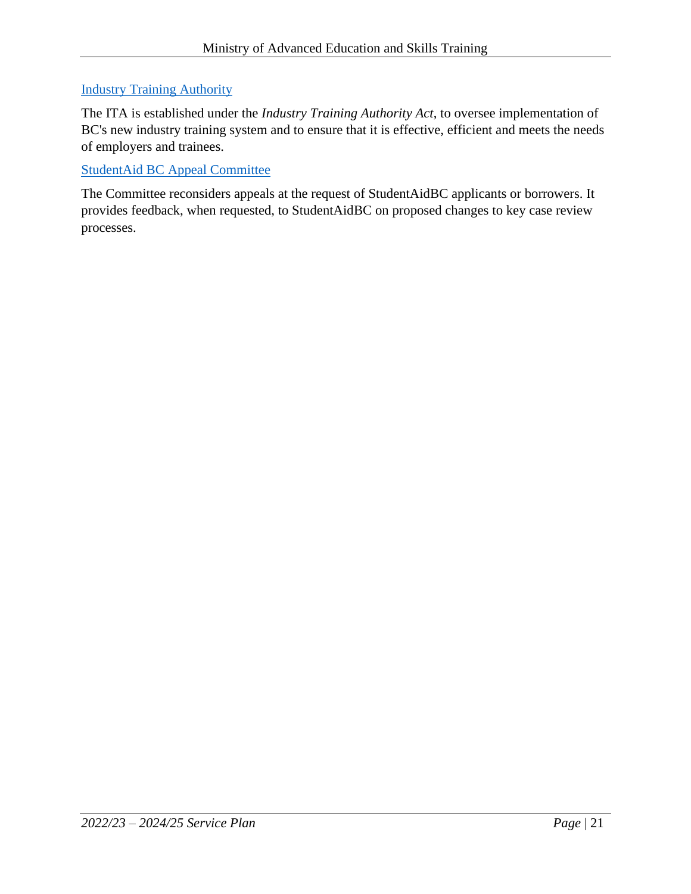[Industry Training Authority]

The ITA is established under the *Industry Training Authority Act*, to oversee implementation of BC's new industry training system and to ensure that it is effective, efficient and meets the needs of employers and trainees.

[StudentAid BC Appeal Committee]

The Committee reconsiders appeals at the request of StudentAidBC applicants or borrowers. It provides feedback, when requested, to StudentAidBC on proposed changes to key case review processes.